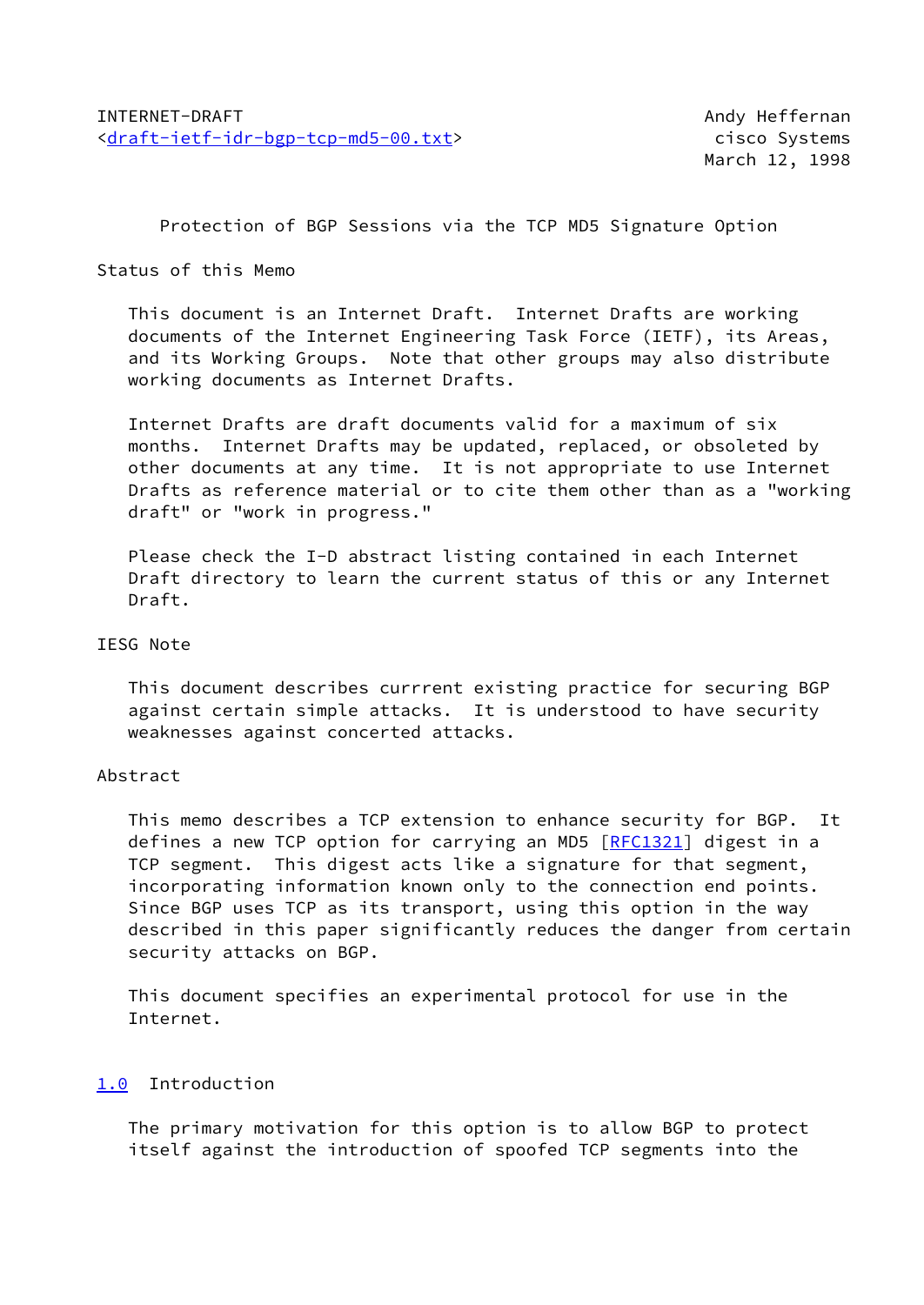INTERNET-DRAFT                                    Andy Heffernan
<draft-ietf-idr-bgp-tcp-md5-00.txt>               cisco Systems
                                                  March 12, 1998

# Protection of BGP Sessions via the TCP MD5 Signature Option

## Status of this Memo

This document is an Internet Draft. Internet Drafts are working documents of the Internet Engineering Task Force (IETF), its Areas, and its Working Groups. Note that other groups may also distribute working documents as Internet Drafts.

Internet Drafts are draft documents valid for a maximum of six months. Internet Drafts may be updated, replaced, or obsoleted by other documents at any time. It is not appropriate to use Internet Drafts as reference material or to cite them other than as a "working draft" or "work in progress."

Please check the I-D abstract listing contained in each Internet Draft directory to learn the current status of this or any Internet Draft.

## IESG Note

This document describes currrent existing practice for securing BGP against certain simple attacks. It is understood to have security weaknesses against concerted attacks.

## Abstract

This memo describes a TCP extension to enhance security for BGP. It defines a new TCP option for carrying an MD5 [RFC1321] digest in a TCP segment. This digest acts like a signature for that segment, incorporating information known only to the connection end points. Since BGP uses TCP as its transport, using this option in the way described in this paper significantly reduces the danger from certain security attacks on BGP.

This document specifies an experimental protocol for use in the Internet.

## 1.0 Introduction

The primary motivation for this option is to allow BGP to protect itself against the introduction of spoofed TCP segments into the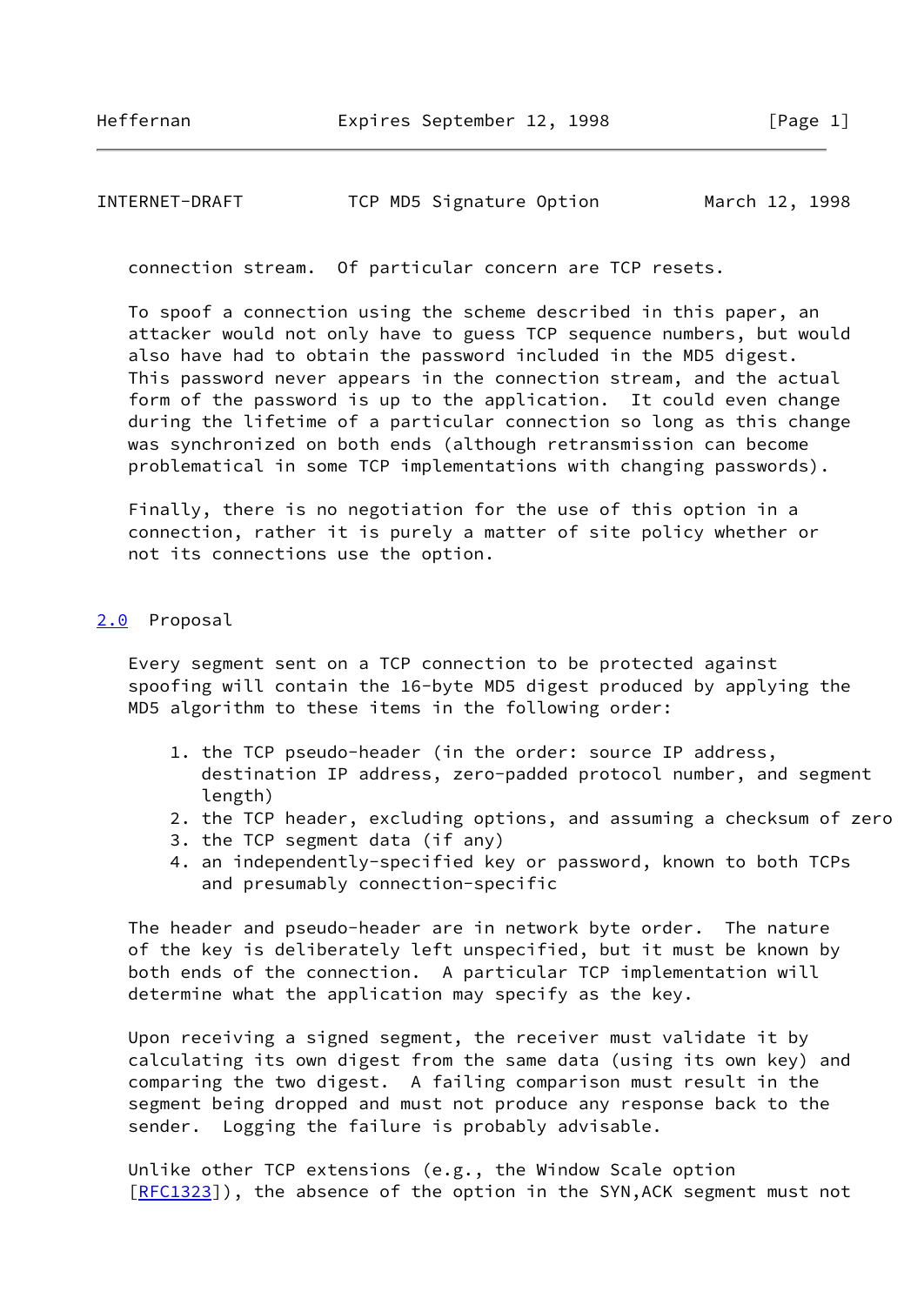connection stream. Of particular concern are TCP resets.

To spoof a connection using the scheme described in this paper, an attacker would not only have to guess TCP sequence numbers, but would also have had to obtain the password included in the MD5 digest. This password never appears in the connection stream, and the actual form of the password is up to the application. It could even change during the lifetime of a particular connection so long as this change was synchronized on both ends (although retransmission can become problematical in some TCP implementations with changing passwords).

Finally, there is no negotiation for the use of this option in a connection, rather it is purely a matter of site policy whether or not its connections use the option.

## 2.0 Proposal

Every segment sent on a TCP connection to be protected against spoofing will contain the 16-byte MD5 digest produced by applying the MD5 algorithm to these items in the following order:

1. the TCP pseudo-header (in the order: source IP address, destination IP address, zero-padded protocol number, and segment length)
2. the TCP header, excluding options, and assuming a checksum of zero
3. the TCP segment data (if any)
4. an independently-specified key or password, known to both TCPs and presumably connection-specific

The header and pseudo-header are in network byte order. The nature of the key is deliberately left unspecified, but it must be known by both ends of the connection. A particular TCP implementation will determine what the application may specify as the key.

Upon receiving a signed segment, the receiver must validate it by calculating its own digest from the same data (using its own key) and comparing the two digest. A failing comparison must result in the segment being dropped and must not produce any response back to the sender. Logging the failure is probably advisable.

Unlike other TCP extensions (e.g., the Window Scale option [RFC1323]), the absence of the option in the SYN,ACK segment must not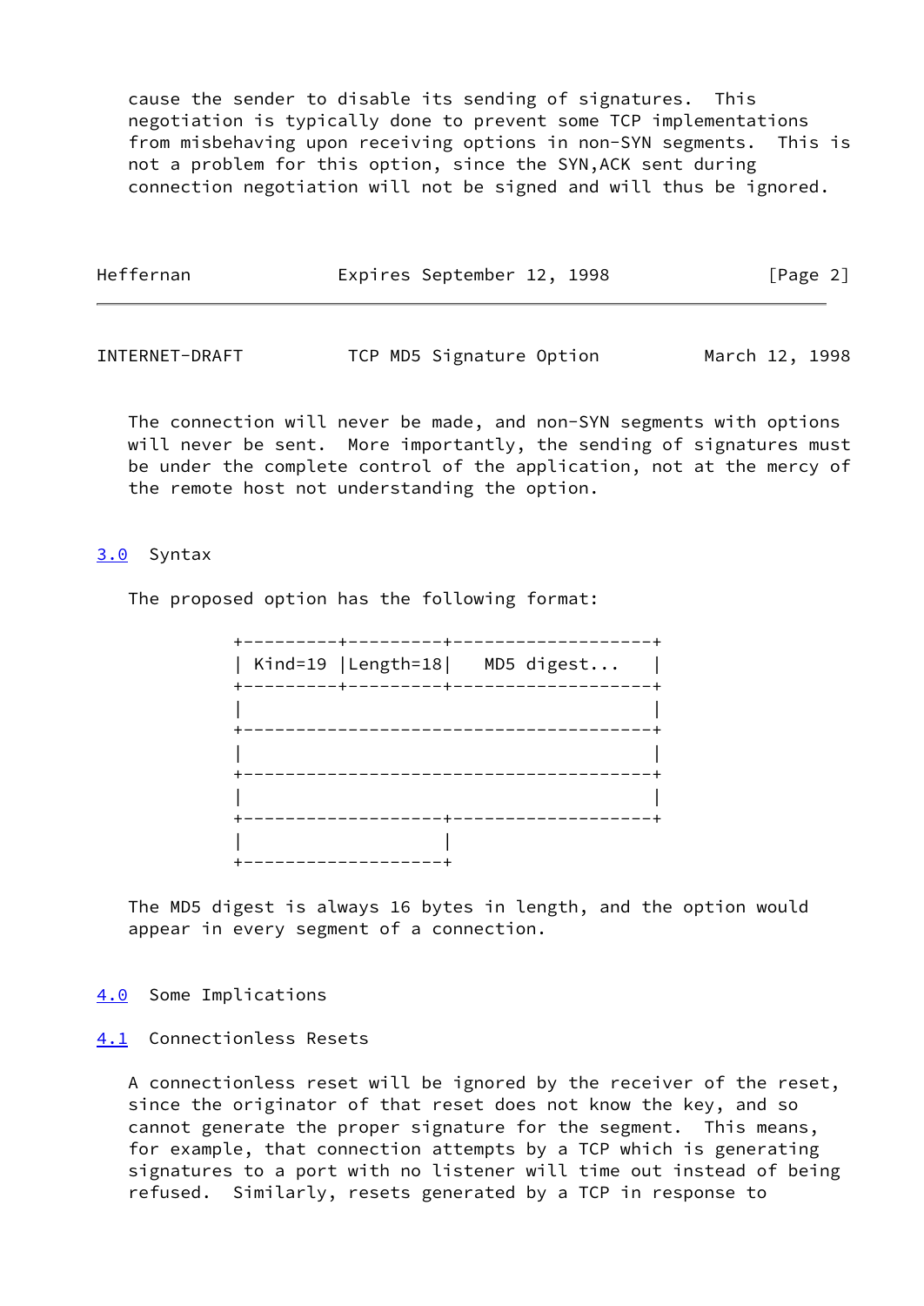cause the sender to disable its sending of signatures. This negotiation is typically done to prevent some TCP implementations from misbehaving upon receiving options in non-SYN segments. This is not a problem for this option, since the SYN,ACK sent during connection negotiation will not be signed and will thus be ignored.

The connection will never be made, and non-SYN segments with options will never be sent. More importantly, the sending of signatures must be under the complete control of the application, not at the mercy of the remote host not understanding the option.

## 3.0 Syntax

The proposed option has the following format:

```
+---------+---------+-------------------+
| Kind=19 |Length=18|   MD5 digest...   |
+---------+---------+-------------------+
|                                       |
+---------------------------------------+
|                                       |
+---------------------------------------+
|                                       |
+-------------------+-------------------+
|                   |
+-------------------+
```

The MD5 digest is always 16 bytes in length, and the option would appear in every segment of a connection.

## 4.0 Some Implications

### 4.1 Connectionless Resets

A connectionless reset will be ignored by the receiver of the reset, since the originator of that reset does not know the key, and so cannot generate the proper signature for the segment. This means, for example, that connection attempts by a TCP which is generating signatures to a port with no listener will time out instead of being refused. Similarly, resets generated by a TCP in response to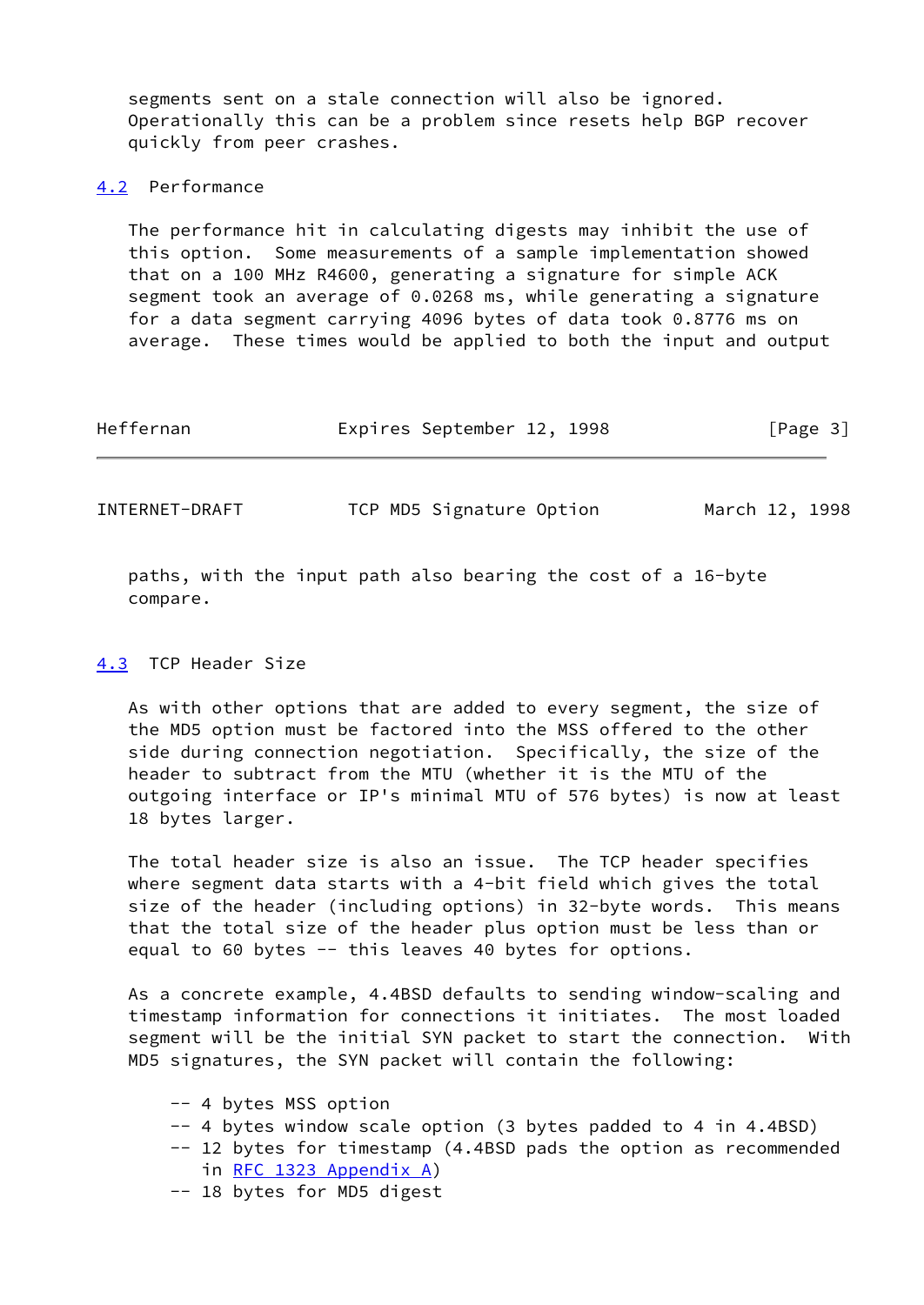segments sent on a stale connection will also be ignored. Operationally this can be a problem since resets help BGP recover quickly from peer crashes.

### 4.2 Performance

The performance hit in calculating digests may inhibit the use of this option. Some measurements of a sample implementation showed that on a 100 MHz R4600, generating a signature for simple ACK segment took an average of 0.0268 ms, while generating a signature for a data segment carrying 4096 bytes of data took 0.8776 ms on average. These times would be applied to both the input and output paths, with the input path also bearing the cost of a 16-byte compare.

### 4.3 TCP Header Size

As with other options that are added to every segment, the size of the MD5 option must be factored into the MSS offered to the other side during connection negotiation. Specifically, the size of the header to subtract from the MTU (whether it is the MTU of the outgoing interface or IP's minimal MTU of 576 bytes) is now at least 18 bytes larger.

The total header size is also an issue. The TCP header specifies where segment data starts with a 4-bit field which gives the total size of the header (including options) in 32-byte words. This means that the total size of the header plus option must be less than or equal to 60 bytes -- this leaves 40 bytes for options.

As a concrete example, 4.4BSD defaults to sending window-scaling and timestamp information for connections it initiates. The most loaded segment will be the initial SYN packet to start the connection. With MD5 signatures, the SYN packet will contain the following:

- -- 4 bytes MSS option
- -- 4 bytes window scale option (3 bytes padded to 4 in 4.4BSD)
- -- 12 bytes for timestamp (4.4BSD pads the option as recommended in RFC 1323 Appendix A)
- -- 18 bytes for MD5 digest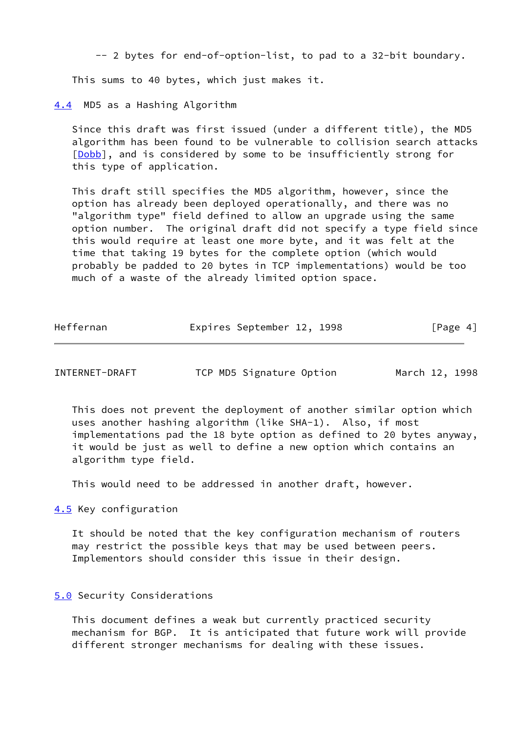-- 2 bytes for end-of-option-list, to pad to a 32-bit boundary.

This sums to 40 bytes, which just makes it.

### 4.4 MD5 as a Hashing Algorithm

Since this draft was first issued (under a different title), the MD5 algorithm has been found to be vulnerable to collision search attacks [Dobb], and is considered by some to be insufficiently strong for this type of application.

This draft still specifies the MD5 algorithm, however, since the option has already been deployed operationally, and there was no "algorithm type" field defined to allow an upgrade using the same option number. The original draft did not specify a type field since this would require at least one more byte, and it was felt at the time that taking 19 bytes for the complete option (which would probably be padded to 20 bytes in TCP implementations) would be too much of a waste of the already limited option space.

This does not prevent the deployment of another similar option which uses another hashing algorithm (like SHA-1). Also, if most implementations pad the 18 byte option as defined to 20 bytes anyway, it would be just as well to define a new option which contains an algorithm type field.

This would need to be addressed in another draft, however.

### 4.5 Key configuration

It should be noted that the key configuration mechanism of routers may restrict the possible keys that may be used between peers. Implementors should consider this issue in their design.

## 5.0 Security Considerations

This document defines a weak but currently practiced security mechanism for BGP. It is anticipated that future work will provide different stronger mechanisms for dealing with these issues.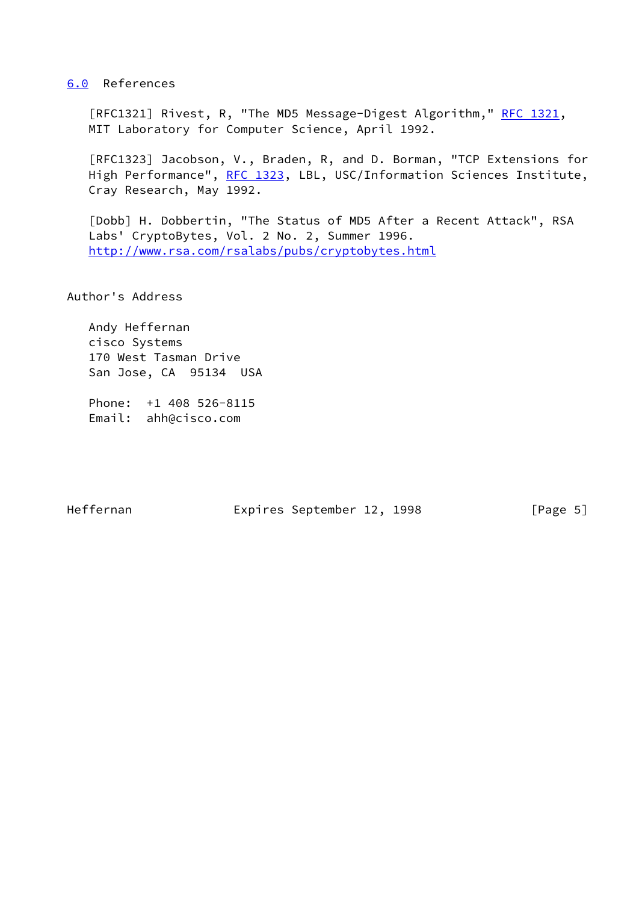## 6.0 References

[RFC1321] Rivest, R, "The MD5 Message-Digest Algorithm," RFC 1321, MIT Laboratory for Computer Science, April 1992.

[RFC1323] Jacobson, V., Braden, R, and D. Borman, "TCP Extensions for High Performance", RFC 1323, LBL, USC/Information Sciences Institute, Cray Research, May 1992.

[Dobb] H. Dobbertin, "The Status of MD5 After a Recent Attack", RSA Labs' CryptoBytes, Vol. 2 No. 2, Summer 1996. http://www.rsa.com/rsalabs/pubs/cryptobytes.html

## Author's Address

Andy Heffernan
cisco Systems
170 West Tasman Drive
San Jose, CA 95134 USA

Phone: +1 408 526-8115
Email: ahh@cisco.com